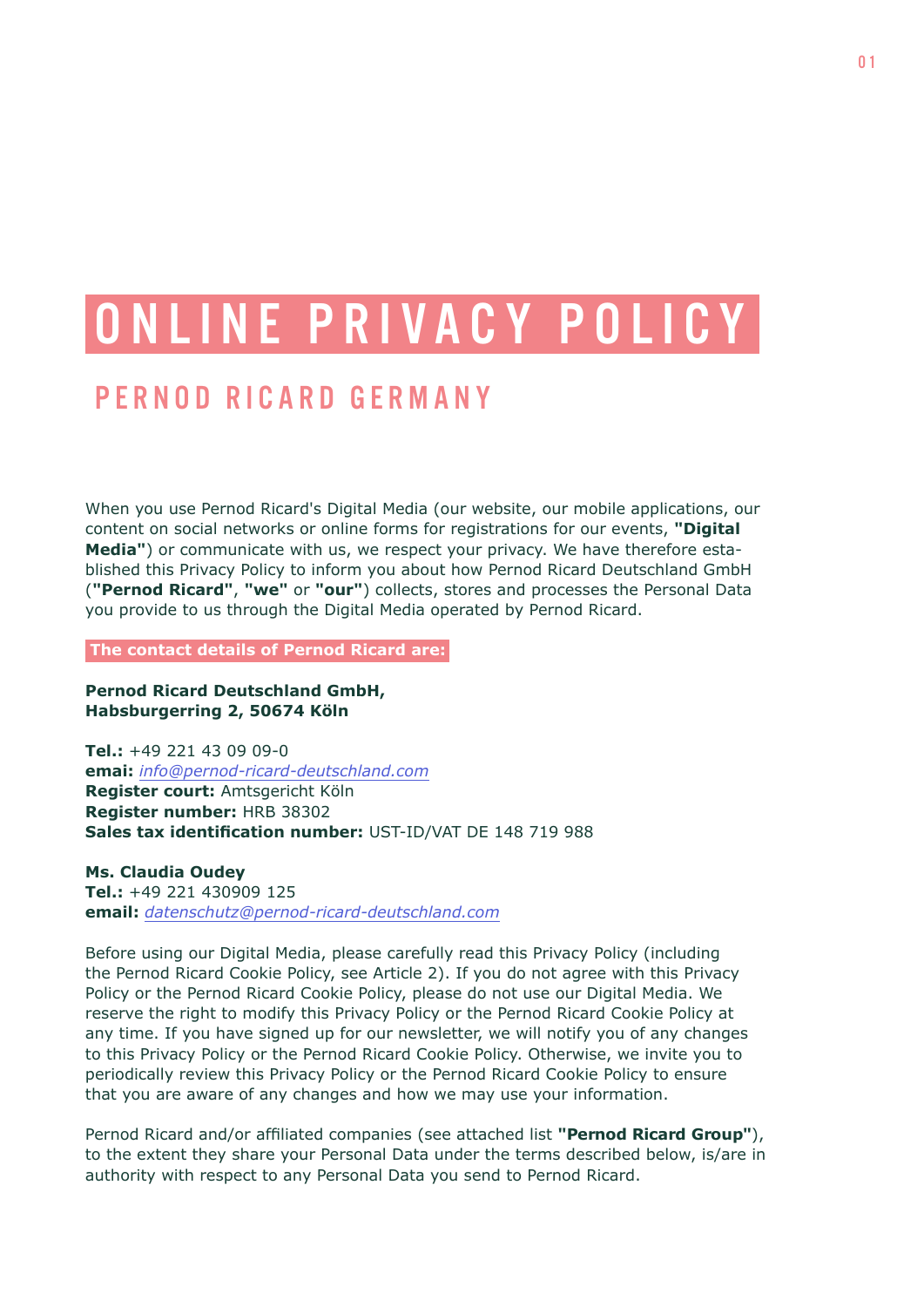# ONLINE PRIVACY POLICY

## PERNOD RICARD GERMANY

When you use Pernod Ricard's Digital Media (our website, our mobile applications, our content on social networks or online forms for registrations for our events, **"Digital Media"**) or communicate with us, we respect your privacy. We have therefore established this Privacy Policy to inform you about how Pernod Ricard Deutschland GmbH (**"Pernod Ricard"**, **"we"** or **"our"**) collects, stores and processes the Personal Data you provide to us through the Digital Media operated by Pernod Ricard.

**The contact details of Pernod Ricard are:**

**Pernod Ricard Deutschland GmbH,**
**Habsburgerring 2, 50674 Köln**

**Tel.:** +49 221 43 09 09-0
**emai:** *info@pernod-ricard-deutschland.com*
**Register court:** Amtsgericht Köln
**Register number:** HRB 38302
**Sales tax identification number:** UST-ID/VAT DE 148 719 988

**Ms. Claudia Oudey**
**Tel.:** +49 221 430909 125
**email:** *datenschutz@pernod-ricard-deutschland.com*

Before using our Digital Media, please carefully read this Privacy Policy (including the Pernod Ricard Cookie Policy, see Article 2). If you do not agree with this Privacy Policy or the Pernod Ricard Cookie Policy, please do not use our Digital Media. We reserve the right to modify this Privacy Policy or the Pernod Ricard Cookie Policy at any time. If you have signed up for our newsletter, we will notify you of any changes to this Privacy Policy or the Pernod Ricard Cookie Policy. Otherwise, we invite you to periodically review this Privacy Policy or the Pernod Ricard Cookie Policy to ensure that you are aware of any changes and how we may use your information.

Pernod Ricard and/or affiliated companies (see attached list **"Pernod Ricard Group"**), to the extent they share your Personal Data under the terms described below, is/are in authority with respect to any Personal Data you send to Pernod Ricard.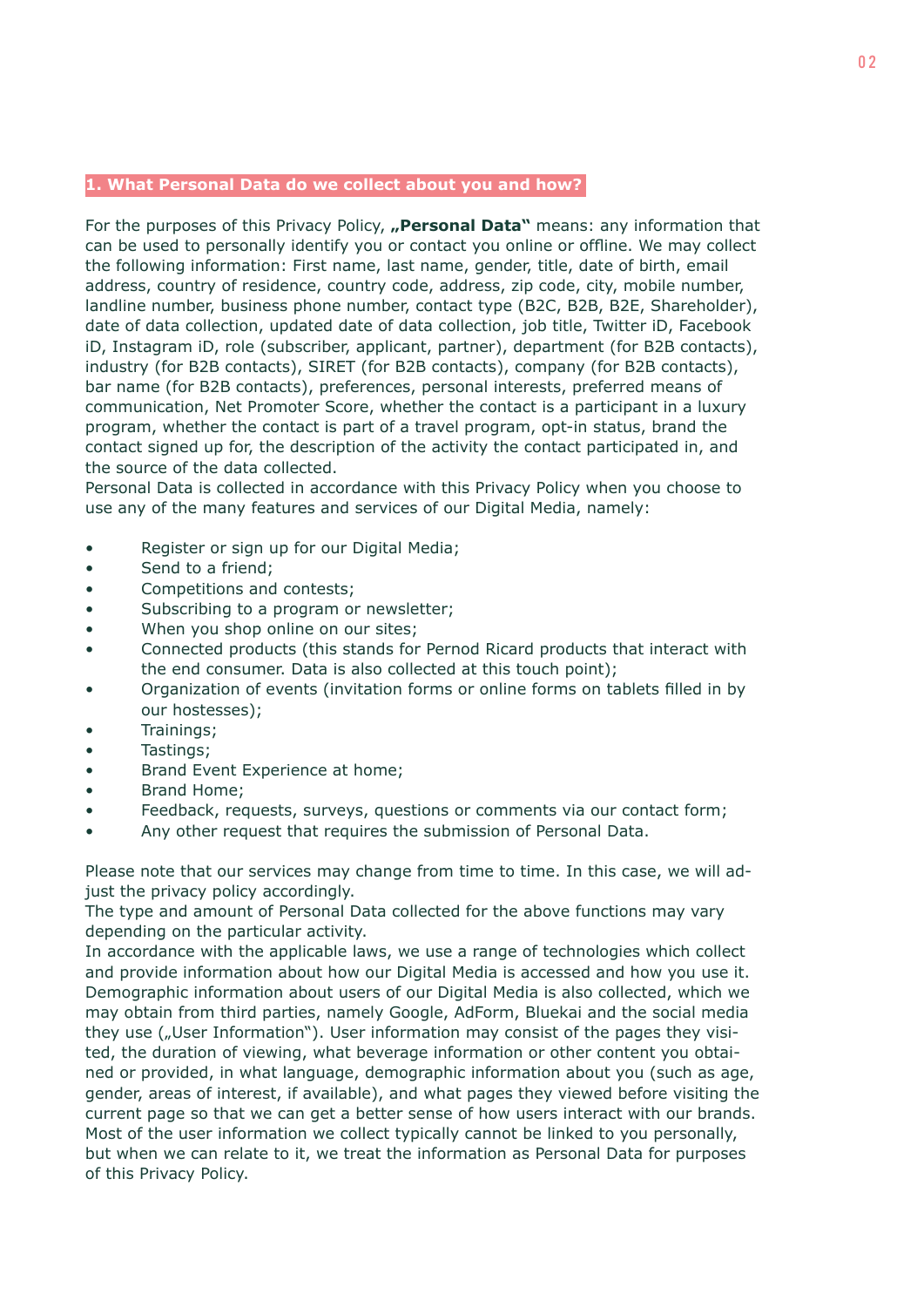## 1. What Personal Data do we collect about you and how?

For the purposes of this Privacy Policy, **„Personal Data"** means: any information that can be used to personally identify you or contact you online or offline. We may collect the following information: First name, last name, gender, title, date of birth, email address, country of residence, country code, address, zip code, city, mobile number, landline number, business phone number, contact type (B2C, B2B, B2E, Shareholder), date of data collection, updated date of data collection, job title, Twitter iD, Facebook iD, Instagram iD, role (subscriber, applicant, partner), department (for B2B contacts), industry (for B2B contacts), SIRET (for B2B contacts), company (for B2B contacts), bar name (for B2B contacts), preferences, personal interests, preferred means of communication, Net Promoter Score, whether the contact is a participant in a luxury program, whether the contact is part of a travel program, opt-in status, brand the contact signed up for, the description of the activity the contact participated in, and the source of the data collected.
Personal Data is collected in accordance with this Privacy Policy when you choose to use any of the many features and services of our Digital Media, namely:

- Register or sign up for our Digital Media;
- Send to a friend;
- Competitions and contests;
- Subscribing to a program or newsletter;
- When you shop online on our sites;
- Connected products (this stands for Pernod Ricard products that interact with the end consumer. Data is also collected at this touch point);
- Organization of events (invitation forms or online forms on tablets filled in by our hostesses);
- Trainings;
- Tastings;
- Brand Event Experience at home;
- Brand Home;
- Feedback, requests, surveys, questions or comments via our contact form;
- Any other request that requires the submission of Personal Data.

Please note that our services may change from time to time. In this case, we will adjust the privacy policy accordingly.
The type and amount of Personal Data collected for the above functions may vary depending on the particular activity.
In accordance with the applicable laws, we use a range of technologies which collect and provide information about how our Digital Media is accessed and how you use it. Demographic information about users of our Digital Media is also collected, which we may obtain from third parties, namely Google, AdForm, Bluekai and the social media they use („User Information"). User information may consist of the pages they visited, the duration of viewing, what beverage information or other content you obtained or provided, in what language, demographic information about you (such as age, gender, areas of interest, if available), and what pages they viewed before visiting the current page so that we can get a better sense of how users interact with our brands. Most of the user information we collect typically cannot be linked to you personally, but when we can relate to it, we treat the information as Personal Data for purposes of this Privacy Policy.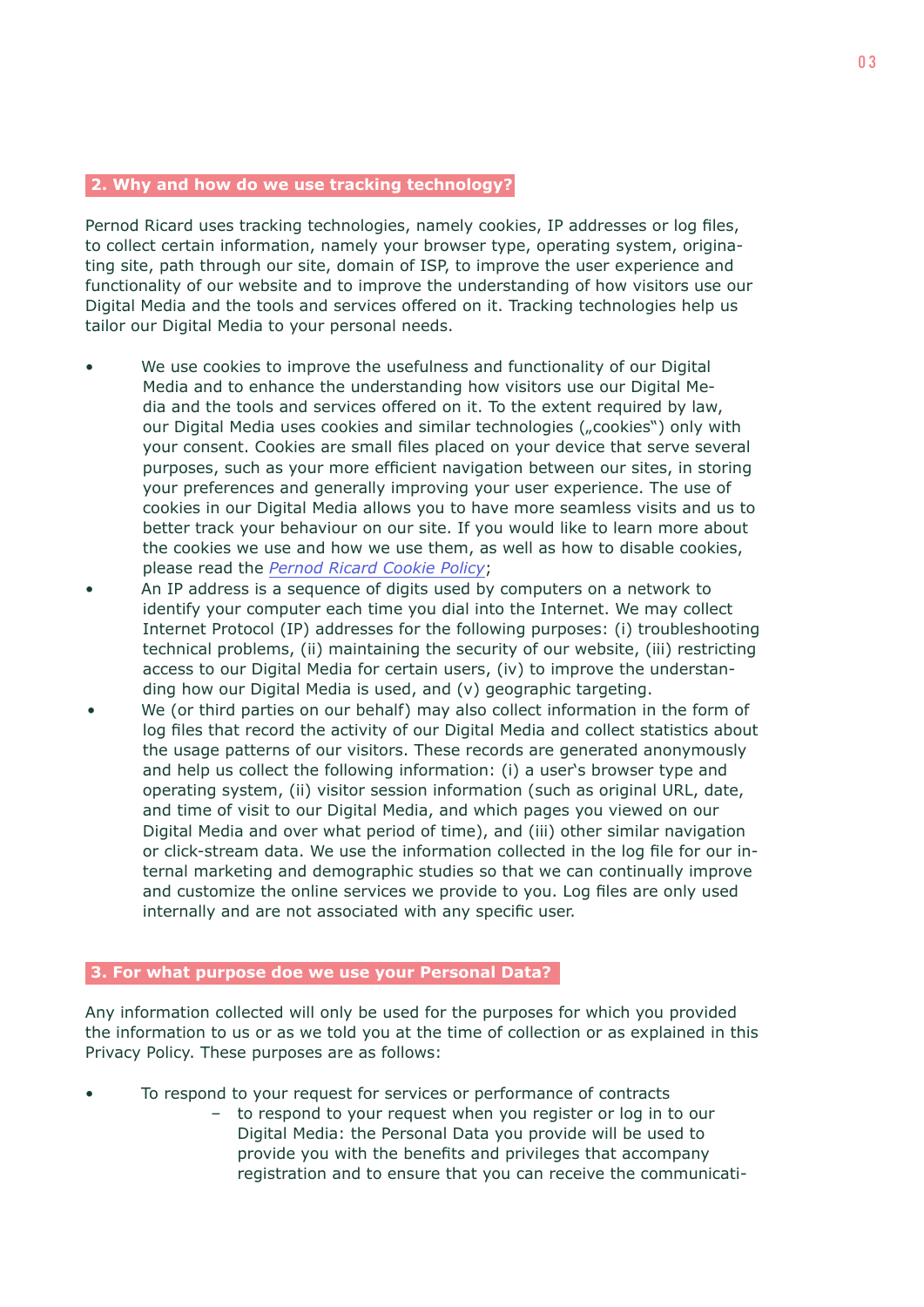## 2. Why and how do we use tracking technology?

Pernod Ricard uses tracking technologies, namely cookies, IP addresses or log files, to collect certain information, namely your browser type, operating system, originating site, path through our site, domain of ISP, to improve the user experience and functionality of our website and to improve the understanding of how visitors use our Digital Media and the tools and services offered on it. Tracking technologies help us tailor our Digital Media to your personal needs.

- We use cookies to improve the usefulness and functionality of our Digital Media and to enhance the understanding how visitors use our Digital Media and the tools and services offered on it. To the extent required by law, our Digital Media uses cookies and similar technologies („cookies") only with your consent. Cookies are small files placed on your device that serve several purposes, such as your more efficient navigation between our sites, in storing your preferences and generally improving your user experience. The use of cookies in our Digital Media allows you to have more seamless visits and us to better track your behaviour on our site. If you would like to learn more about the cookies we use and how we use them, as well as how to disable cookies, please read the *Pernod Ricard Cookie Policy*;
- An IP address is a sequence of digits used by computers on a network to identify your computer each time you dial into the Internet. We may collect Internet Protocol (IP) addresses for the following purposes: (i) troubleshooting technical problems, (ii) maintaining the security of our website, (iii) restricting access to our Digital Media for certain users, (iv) to improve the understanding how our Digital Media is used, and (v) geographic targeting.
- We (or third parties on our behalf) may also collect information in the form of log files that record the activity of our Digital Media and collect statistics about the usage patterns of our visitors. These records are generated anonymously and help us collect the following information: (i) a user's browser type and operating system, (ii) visitor session information (such as original URL, date, and time of visit to our Digital Media, and which pages you viewed on our Digital Media and over what period of time), and (iii) other similar navigation or click-stream data. We use the information collected in the log file for our internal marketing and demographic studies so that we can continually improve and customize the online services we provide to you. Log files are only used internally and are not associated with any specific user.

## 3. For what purpose doe we use your Personal Data?

Any information collected will only be used for the purposes for which you provided the information to us or as we told you at the time of collection or as explained in this Privacy Policy. These purposes are as follows:

- To respond to your request for services or performance of contracts
  - to respond to your request when you register or log in to our Digital Media: the Personal Data you provide will be used to provide you with the benefits and privileges that accompany registration and to ensure that you can receive the communicati-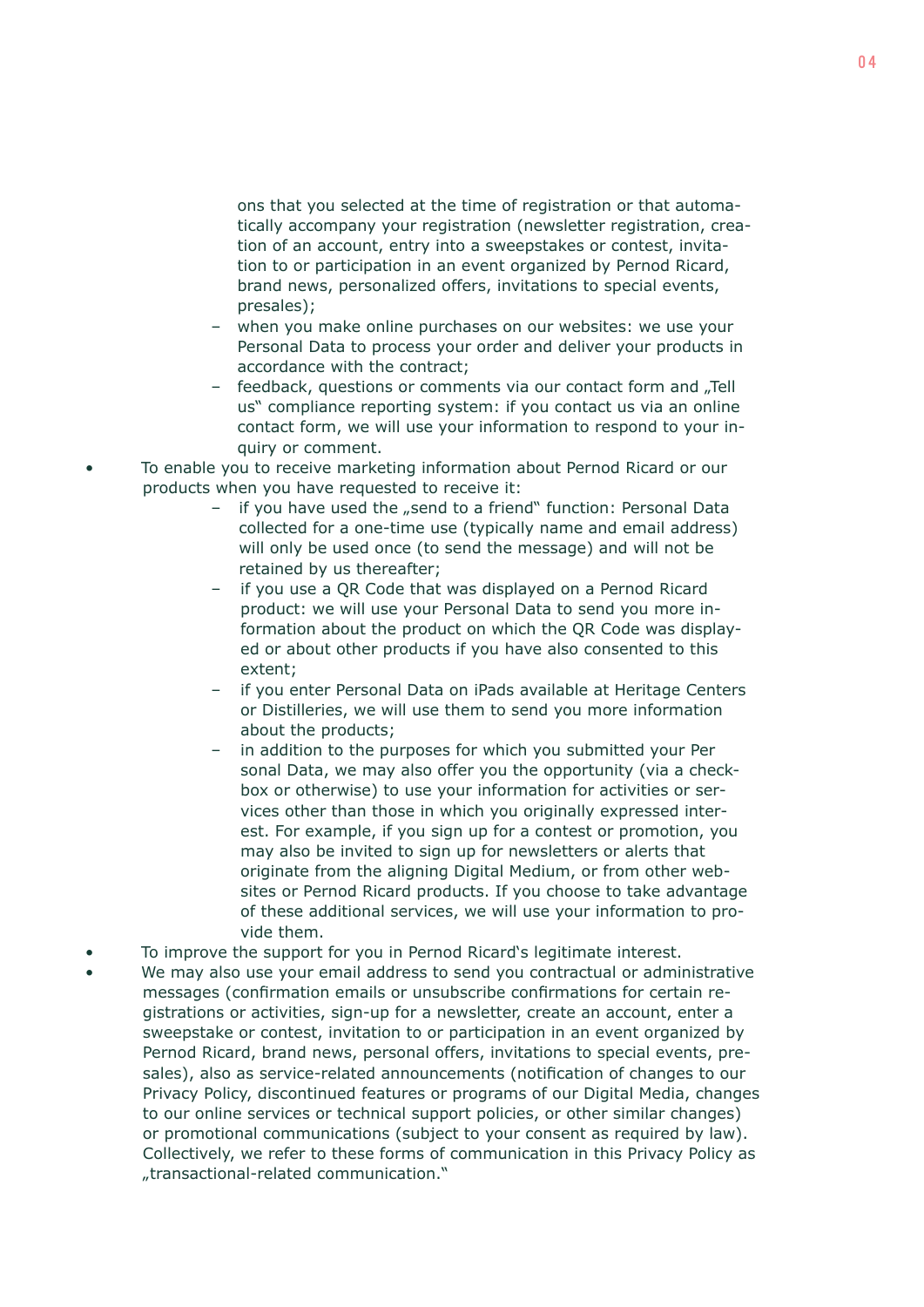ons that you selected at the time of registration or that automatically accompany your registration (newsletter registration, creation of an account, entry into a sweepstakes or contest, invitation to or participation in an event organized by Pernod Ricard, brand news, personalized offers, invitations to special events, presales);
  - when you make online purchases on our websites: we use your Personal Data to process your order and deliver your products in accordance with the contract;
  - feedback, questions or comments via our contact form and „Tell us" compliance reporting system: if you contact us via an online contact form, we will use your information to respond to your inquiry or comment.
- To enable you to receive marketing information about Pernod Ricard or our products when you have requested to receive it:
  - if you have used the „send to a friend" function: Personal Data collected for a one-time use (typically name and email address) will only be used once (to send the message) and will not be retained by us thereafter;
  - if you use a QR Code that was displayed on a Pernod Ricard product: we will use your Personal Data to send you more information about the product on which the QR Code was displayed or about other products if you have also consented to this extent;
  - if you enter Personal Data on iPads available at Heritage Centers or Distilleries, we will use them to send you more information about the products;
  - in addition to the purposes for which you submitted your Per sonal Data, we may also offer you the opportunity (via a checkbox or otherwise) to use your information for activities or services other than those in which you originally expressed interest. For example, if you sign up for a contest or promotion, you may also be invited to sign up for newsletters or alerts that originate from the aligning Digital Medium, or from other websites or Pernod Ricard products. If you choose to take advantage of these additional services, we will use your information to provide them.
- To improve the support for you in Pernod Ricard's legitimate interest.
- We may also use your email address to send you contractual or administrative messages (confirmation emails or unsubscribe confirmations for certain registrations or activities, sign-up for a newsletter, create an account, enter a sweepstake or contest, invitation to or participation in an event organized by Pernod Ricard, brand news, personal offers, invitations to special events, presales), also as service-related announcements (notification of changes to our Privacy Policy, discontinued features or programs of our Digital Media, changes to our online services or technical support policies, or other similar changes) or promotional communications (subject to your consent as required by law). Collectively, we refer to these forms of communication in this Privacy Policy as „transactional-related communication."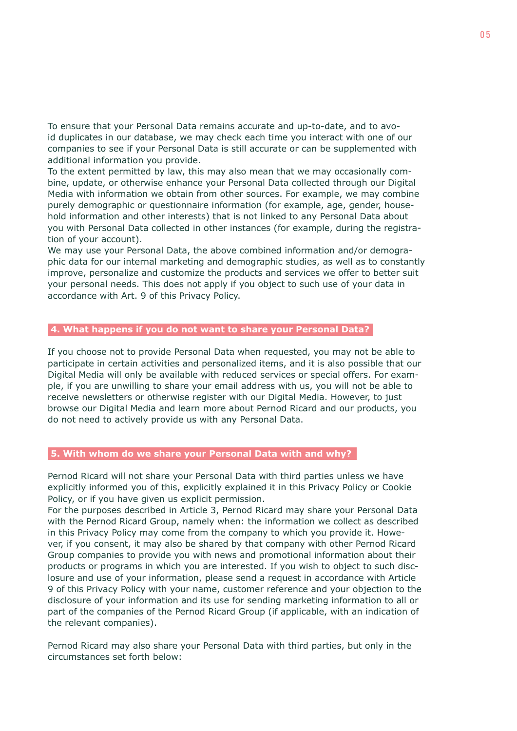To ensure that your Personal Data remains accurate and up-to-date, and to avoid duplicates in our database, we may check each time you interact with one of our companies to see if your Personal Data is still accurate or can be supplemented with additional information you provide.

To the extent permitted by law, this may also mean that we may occasionally combine, update, or otherwise enhance your Personal Data collected through our Digital Media with information we obtain from other sources. For example, we may combine purely demographic or questionnaire information (for example, age, gender, household information and other interests) that is not linked to any Personal Data about you with Personal Data collected in other instances (for example, during the registration of your account).

We may use your Personal Data, the above combined information and/or demographic data for our internal marketing and demographic studies, as well as to constantly improve, personalize and customize the products and services we offer to better suit your personal needs. This does not apply if you object to such use of your data in accordance with Art. 9 of this Privacy Policy.

## 4. What happens if you do not want to share your Personal Data?

If you choose not to provide Personal Data when requested, you may not be able to participate in certain activities and personalized items, and it is also possible that our Digital Media will only be available with reduced services or special offers. For example, if you are unwilling to share your email address with us, you will not be able to receive newsletters or otherwise register with our Digital Media. However, to just browse our Digital Media and learn more about Pernod Ricard and our products, you do not need to actively provide us with any Personal Data.

## 5. With whom do we share your Personal Data with and why?

Pernod Ricard will not share your Personal Data with third parties unless we have explicitly informed you of this, explicitly explained it in this Privacy Policy or Cookie Policy, or if you have given us explicit permission.

For the purposes described in Article 3, Pernod Ricard may share your Personal Data with the Pernod Ricard Group, namely when: the information we collect as described in this Privacy Policy may come from the company to which you provide it. However, if you consent, it may also be shared by that company with other Pernod Ricard Group companies to provide you with news and promotional information about their products or programs in which you are interested. If you wish to object to such disclosure and use of your information, please send a request in accordance with Article 9 of this Privacy Policy with your name, customer reference and your objection to the disclosure of your information and its use for sending marketing information to all or part of the companies of the Pernod Ricard Group (if applicable, with an indication of the relevant companies).

Pernod Ricard may also share your Personal Data with third parties, but only in the circumstances set forth below: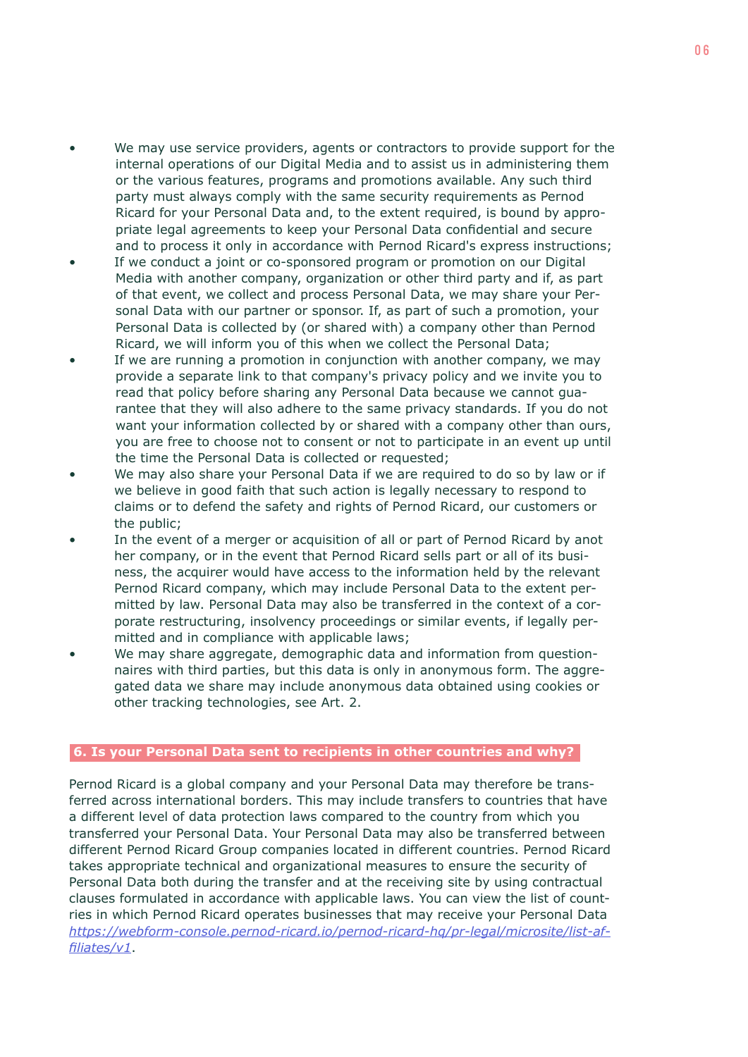- We may use service providers, agents or contractors to provide support for the internal operations of our Digital Media and to assist us in administering them or the various features, programs and promotions available. Any such third party must always comply with the same security requirements as Pernod Ricard for your Personal Data and, to the extent required, is bound by appropriate legal agreements to keep your Personal Data confidential and secure and to process it only in accordance with Pernod Ricard's express instructions;
- If we conduct a joint or co-sponsored program or promotion on our Digital Media with another company, organization or other third party and if, as part of that event, we collect and process Personal Data, we may share your Personal Data with our partner or sponsor. If, as part of such a promotion, your Personal Data is collected by (or shared with) a company other than Pernod Ricard, we will inform you of this when we collect the Personal Data;
- If we are running a promotion in conjunction with another company, we may provide a separate link to that company's privacy policy and we invite you to read that policy before sharing any Personal Data because we cannot guarantee that they will also adhere to the same privacy standards. If you do not want your information collected by or shared with a company other than ours, you are free to choose not to consent or not to participate in an event up until the time the Personal Data is collected or requested;
- We may also share your Personal Data if we are required to do so by law or if we believe in good faith that such action is legally necessary to respond to claims or to defend the safety and rights of Pernod Ricard, our customers or the public;
- In the event of a merger or acquisition of all or part of Pernod Ricard by another company, or in the event that Pernod Ricard sells part or all of its business, the acquirer would have access to the information held by the relevant Pernod Ricard company, which may include Personal Data to the extent permitted by law. Personal Data may also be transferred in the context of a corporate restructuring, insolvency proceedings or similar events, if legally permitted and in compliance with applicable laws;
- We may share aggregate, demographic data and information from questionnaires with third parties, but this data is only in anonymous form. The aggregated data we share may include anonymous data obtained using cookies or other tracking technologies, see Art. 2.

## 6. Is your Personal Data sent to recipients in other countries and why?

Pernod Ricard is a global company and your Personal Data may therefore be transferred across international borders. This may include transfers to countries that have a different level of data protection laws compared to the country from which you transferred your Personal Data. Your Personal Data may also be transferred between different Pernod Ricard Group companies located in different countries. Pernod Ricard takes appropriate technical and organizational measures to ensure the security of Personal Data both during the transfer and at the receiving site by using contractual clauses formulated in accordance with applicable laws. You can view the list of countries in which Pernod Ricard operates businesses that may receive your Personal Data *https://webform-console.pernod-ricard.io/pernod-ricard-hq/pr-legal/microsite/list-affiliates/v1*.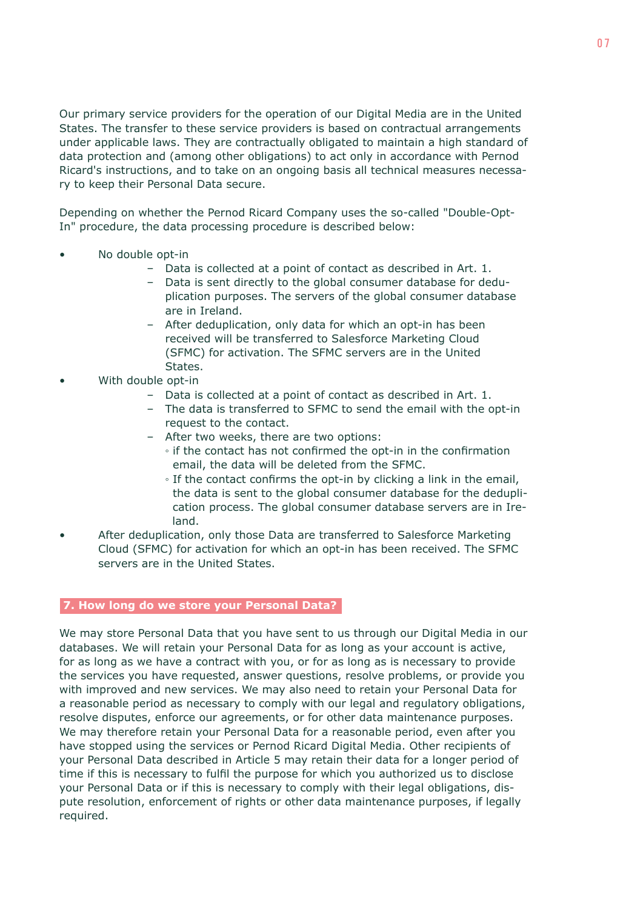Our primary service providers for the operation of our Digital Media are in the United States. The transfer to these service providers is based on contractual arrangements under applicable laws. They are contractually obligated to maintain a high standard of data protection and (among other obligations) to act only in accordance with Pernod Ricard's instructions, and to take on an ongoing basis all technical measures necessary to keep their Personal Data secure.

Depending on whether the Pernod Ricard Company uses the so-called "Double-Opt-In" procedure, the data processing procedure is described below:

- No double opt-in
  - Data is collected at a point of contact as described in Art. 1.
  - Data is sent directly to the global consumer database for deduplication purposes. The servers of the global consumer database are in Ireland.
  - After deduplication, only data for which an opt-in has been received will be transferred to Salesforce Marketing Cloud (SFMC) for activation. The SFMC servers are in the United States.
- With double opt-in
  - Data is collected at a point of contact as described in Art. 1.
  - The data is transferred to SFMC to send the email with the opt-in request to the contact.
  - After two weeks, there are two options:
    - if the contact has not confirmed the opt-in in the confirmation email, the data will be deleted from the SFMC.
    - If the contact confirms the opt-in by clicking a link in the email, the data is sent to the global consumer database for the deduplication process. The global consumer database servers are in Ireland.
- After deduplication, only those Data are transferred to Salesforce Marketing Cloud (SFMC) for activation for which an opt-in has been received. The SFMC servers are in the United States.

## 7. How long do we store your Personal Data?

We may store Personal Data that you have sent to us through our Digital Media in our databases. We will retain your Personal Data for as long as your account is active, for as long as we have a contract with you, or for as long as is necessary to provide the services you have requested, answer questions, resolve problems, or provide you with improved and new services. We may also need to retain your Personal Data for a reasonable period as necessary to comply with our legal and regulatory obligations, resolve disputes, enforce our agreements, or for other data maintenance purposes. We may therefore retain your Personal Data for a reasonable period, even after you have stopped using the services or Pernod Ricard Digital Media. Other recipients of your Personal Data described in Article 5 may retain their data for a longer period of time if this is necessary to fulfil the purpose for which you authorized us to disclose your Personal Data or if this is necessary to comply with their legal obligations, dispute resolution, enforcement of rights or other data maintenance purposes, if legally required.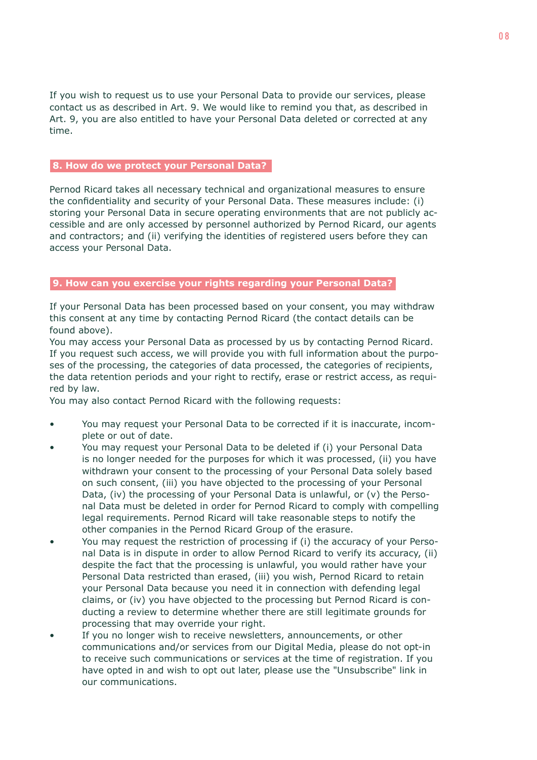If you wish to request us to use your Personal Data to provide our services, please contact us as described in Art. 9. We would like to remind you that, as described in Art. 9, you are also entitled to have your Personal Data deleted or corrected at any time.

## 8. How do we protect your Personal Data?

Pernod Ricard takes all necessary technical and organizational measures to ensure the confidentiality and security of your Personal Data. These measures include: (i) storing your Personal Data in secure operating environments that are not publicly accessible and are only accessed by personnel authorized by Pernod Ricard, our agents and contractors; and (ii) verifying the identities of registered users before they can access your Personal Data.

## 9. How can you exercise your rights regarding your Personal Data?

If your Personal Data has been processed based on your consent, you may withdraw this consent at any time by contacting Pernod Ricard (the contact details can be found above).
You may access your Personal Data as processed by us by contacting Pernod Ricard. If you request such access, we will provide you with full information about the purposes of the processing, the categories of data processed, the categories of recipients, the data retention periods and your right to rectify, erase or restrict access, as required by law.
You may also contact Pernod Ricard with the following requests:

- You may request your Personal Data to be corrected if it is inaccurate, incomplete or out of date.
- You may request your Personal Data to be deleted if (i) your Personal Data is no longer needed for the purposes for which it was processed, (ii) you have withdrawn your consent to the processing of your Personal Data solely based on such consent, (iii) you have objected to the processing of your Personal Data, (iv) the processing of your Personal Data is unlawful, or (v) the Personal Data must be deleted in order for Pernod Ricard to comply with compelling legal requirements. Pernod Ricard will take reasonable steps to notify the other companies in the Pernod Ricard Group of the erasure.
- You may request the restriction of processing if (i) the accuracy of your Personal Data is in dispute in order to allow Pernod Ricard to verify its accuracy, (ii) despite the fact that the processing is unlawful, you would rather have your Personal Data restricted than erased, (iii) you wish, Pernod Ricard to retain your Personal Data because you need it in connection with defending legal claims, or (iv) you have objected to the processing but Pernod Ricard is conducting a review to determine whether there are still legitimate grounds for processing that may override your right.
- If you no longer wish to receive newsletters, announcements, or other communications and/or services from our Digital Media, please do not opt-in to receive such communications or services at the time of registration. If you have opted in and wish to opt out later, please use the "Unsubscribe" link in our communications.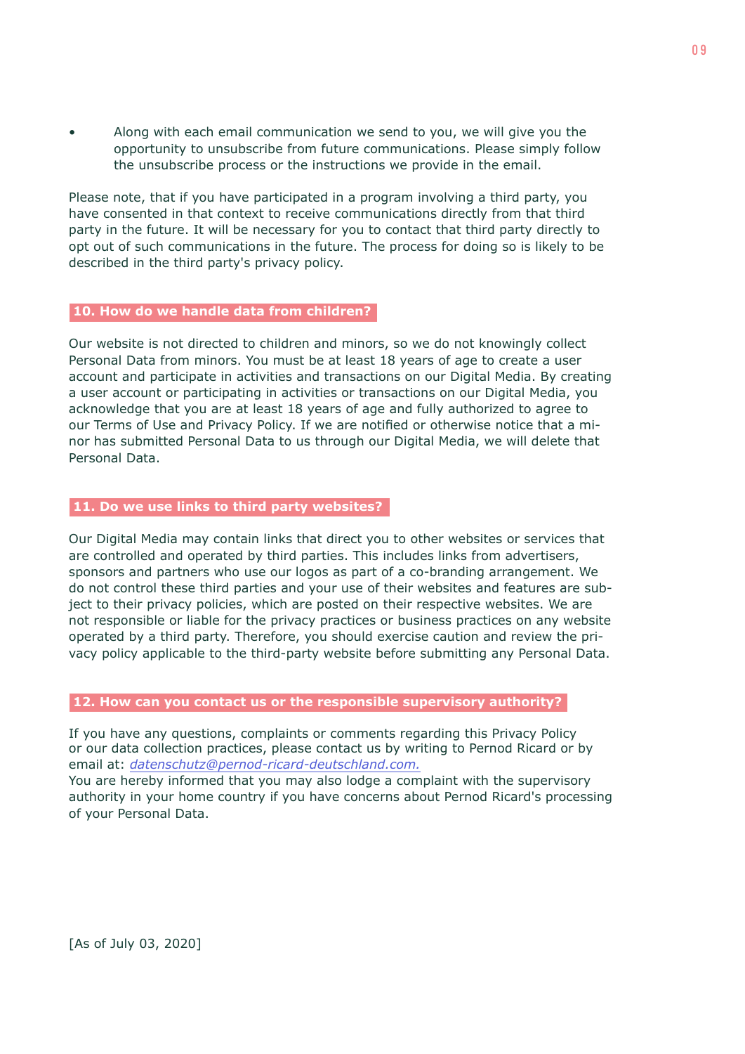- Along with each email communication we send to you, we will give you the opportunity to unsubscribe from future communications. Please simply follow the unsubscribe process or the instructions we provide in the email.

Please note, that if you have participated in a program involving a third party, you have consented in that context to receive communications directly from that third party in the future. It will be necessary for you to contact that third party directly to opt out of such communications in the future. The process for doing so is likely to be described in the third party's privacy policy.

## 10. How do we handle data from children?

Our website is not directed to children and minors, so we do not knowingly collect Personal Data from minors. You must be at least 18 years of age to create a user account and participate in activities and transactions on our Digital Media. By creating a user account or participating in activities or transactions on our Digital Media, you acknowledge that you are at least 18 years of age and fully authorized to agree to our Terms of Use and Privacy Policy. If we are notified or otherwise notice that a minor has submitted Personal Data to us through our Digital Media, we will delete that Personal Data.

## 11. Do we use links to third party websites?

Our Digital Media may contain links that direct you to other websites or services that are controlled and operated by third parties. This includes links from advertisers, sponsors and partners who use our logos as part of a co-branding arrangement. We do not control these third parties and your use of their websites and features are subject to their privacy policies, which are posted on their respective websites. We are not responsible or liable for the privacy practices or business practices on any website operated by a third party. Therefore, you should exercise caution and review the privacy policy applicable to the third-party website before submitting any Personal Data.

## 12. How can you contact us or the responsible supervisory authority?

If you have any questions, complaints or comments regarding this Privacy Policy or our data collection practices, please contact us by writing to Pernod Ricard or by email at: *datenschutz@pernod-ricard-deutschland.com.*
You are hereby informed that you may also lodge a complaint with the supervisory authority in your home country if you have concerns about Pernod Ricard's processing of your Personal Data.

[As of July 03, 2020]